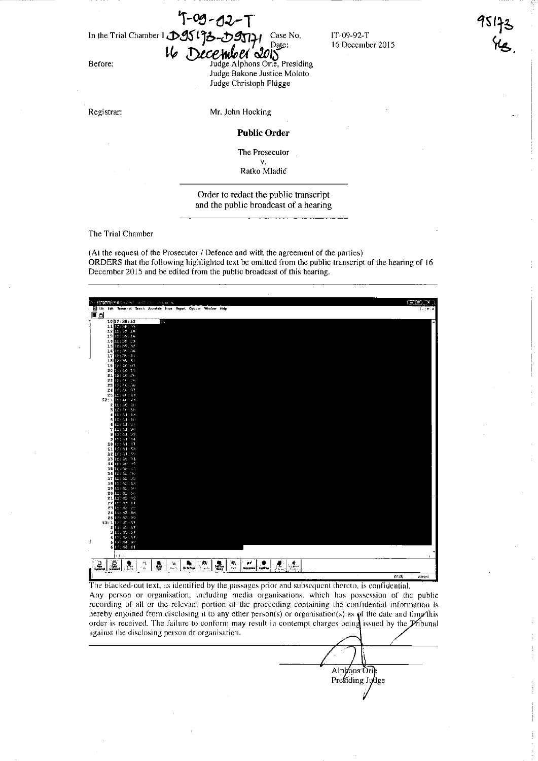IT-09-92-T
D95173-D95171
16 December 2015

95173
NB.

In the Trial Chamber I

Case No. IT-09-92-T

Date: 16 December 2015

Before: Judge Alphons Orie, Presiding
Judge Bakone Justice Moloto
Judge Christoph Flügge

Registrar: Mr. John Hocking

**Public Order**

The Prosecutor
v.
Ratko Mladić

Order to redact the public transcript and the public broadcast of a hearing

The Trial Chamber

(At the request of the Prosecutor / Defence and with the agreement of the parties)
ORDERS that the following highlighted text be omitted from the public transcript of the hearing of 16 December 2015 and be edited from the public broadcast of this hearing.

| Line | Time |
|---|---|
| 10 | 12:38:52 |
| 11 | 12:38:55 |
| 12 | 12:39:10 |
| 13 | 12:39:16 |
| 14 | 12:39:23 |
| 15 | 12:39:42 |
| 16 | 12:39:36 |
| 17 | 12:39:41 |
| 18 | 12:39:51 |
| 19 | 12:40:07 |
| 20 | 12:40:15 |
| 21 | 12:40:26 |
| 22 | 12:40:26 |
| 23 | 12:40:30 |
| 24 | 12:40:37 |
| 25 | 12:40:43 |
| 52:1 | 12:40:44 |
| 2 | 12:40:48 |
| 3 | 12:40:58 |
| 4 | 12:41:14 |
| 5 | 12:41:10 |
| 6 | 12:41:25 |
| 7 | 12:41:30 |
| 8 | 12:41:39 |
| 9 | 12:41:44 |
| 10 | 12:41:47 |
| 11 | 12:41:55 |
| 12 | 12:41:59 |
| 13 | 12:42:04 |
| 14 | 12:42:09 |
| 15 | 12:42:15 |
| 16 | 12:42:30 |
| 17 | 12:42:39 |
| 18 | 12:42:44 |
| 19 | 12:42:50 |
| 20 | 12:42:56 |
| 21 | 12:43:02 |
| 22 | 12:43:17 |
| 23 | 12:43:22 |
| 24 | 12:43:38 |
| 25 | 12:43:50 |
| 53:1 | 12:43:57 |
| 2 | 12:43:57 |
| 3 | 12:43:57 |
| 4 | 12:43:57 |
| 5 | 12:44:07 |
| 6 | 12:44:11 |

The blacked-out text, as identified by the passages prior and subsequent thereto, is confidential.
Any person or organisation, including media organisations, which has possession of the public recording of all or the relevant portion of the proceeding containing the confidential information is hereby enjoined from disclosing it to any other person(s) or organisation(s) as of the date and time this order is received. The failure to conform may result in contempt charges being issued by the Tribunal against the disclosing person or organisation.

Alphons Orie
Presiding Judge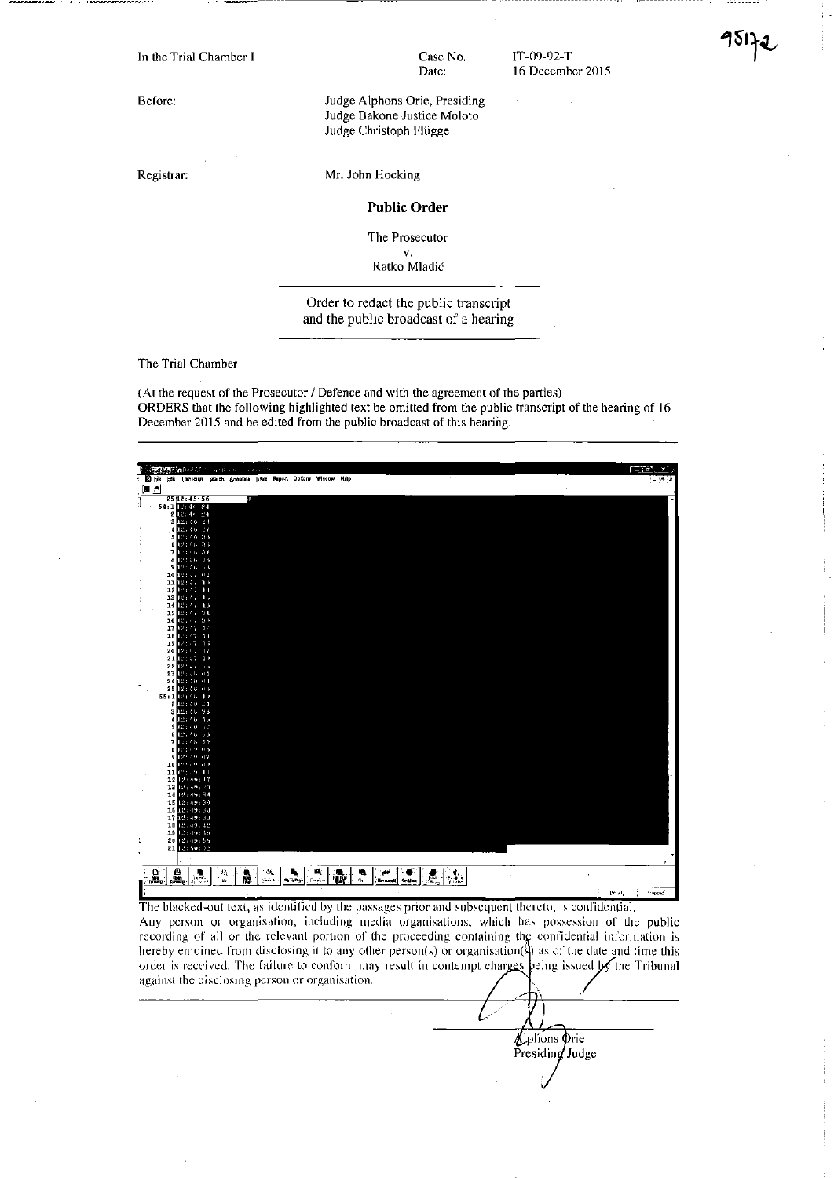In the Trial Chamber I

Case No. IT-09-92-T

Date: 16 December 2015

Before: Judge Alphons Orie, Presiding
Judge Bakone Justice Moloto
Judge Christoph Flügge

Registrar: Mr. John Hocking

## Public Order

The Prosecutor
v.
Ratko Mladić

Order to redact the public transcript and the public broadcast of a hearing

The Trial Chamber

(At the request of the Prosecutor / Defence and with the agreement of the parties)
ORDERS that the following highlighted text be omitted from the public transcript of the hearing of 16 December 2015 and be edited from the public broadcast of this hearing.

25 12:45:56
54:1 12:46:24
2 12:46:24
3 12:46:24
4 12:46:27
5 12:46:31
6 12:46:36
7 12:46:37
8 12:46:38
9 12:46:53
10 12:47:02
11 12:47:10
12 12:47:14
13 12:47:16
14 12:47:18
15 12:47:21
16 12:47:29
17 12:47:32
18 12:47:34
19 12:47:36
20 12:47:37
21 12:47:39
22 12:47:56
23 12:48:01
24 12:48:01
25 12:48:06
55:1 12:48:19
2 12:48:23
3 12:48:33
4 12:48:45
5 12:48:52
6 12:48:55
7 12:48:59
8 12:49:03
9 12:49:07
10 12:49:09
11 12:49:13
12 12:49:17
13 12:49:23
14 12:49:34
15 12:49:38
16 12:49:40
17 12:49:40
18 12:49:42
19 12:49:49
20 12:49:55
21 12:50:02

The blacked-out text, as identified by the passages prior and subsequent thereto, is confidential.
Any person or organisation, including media organisations, which has possession of the public recording of all or the relevant portion of the proceeding containing the confidential information is hereby enjoined from disclosing it to any other person(s) or organisation(s) as of the date and time this order is received. The failure to conform may result in contempt charges being issued by the Tribunal against the disclosing person or organisation.

Alphons Orie
Presiding Judge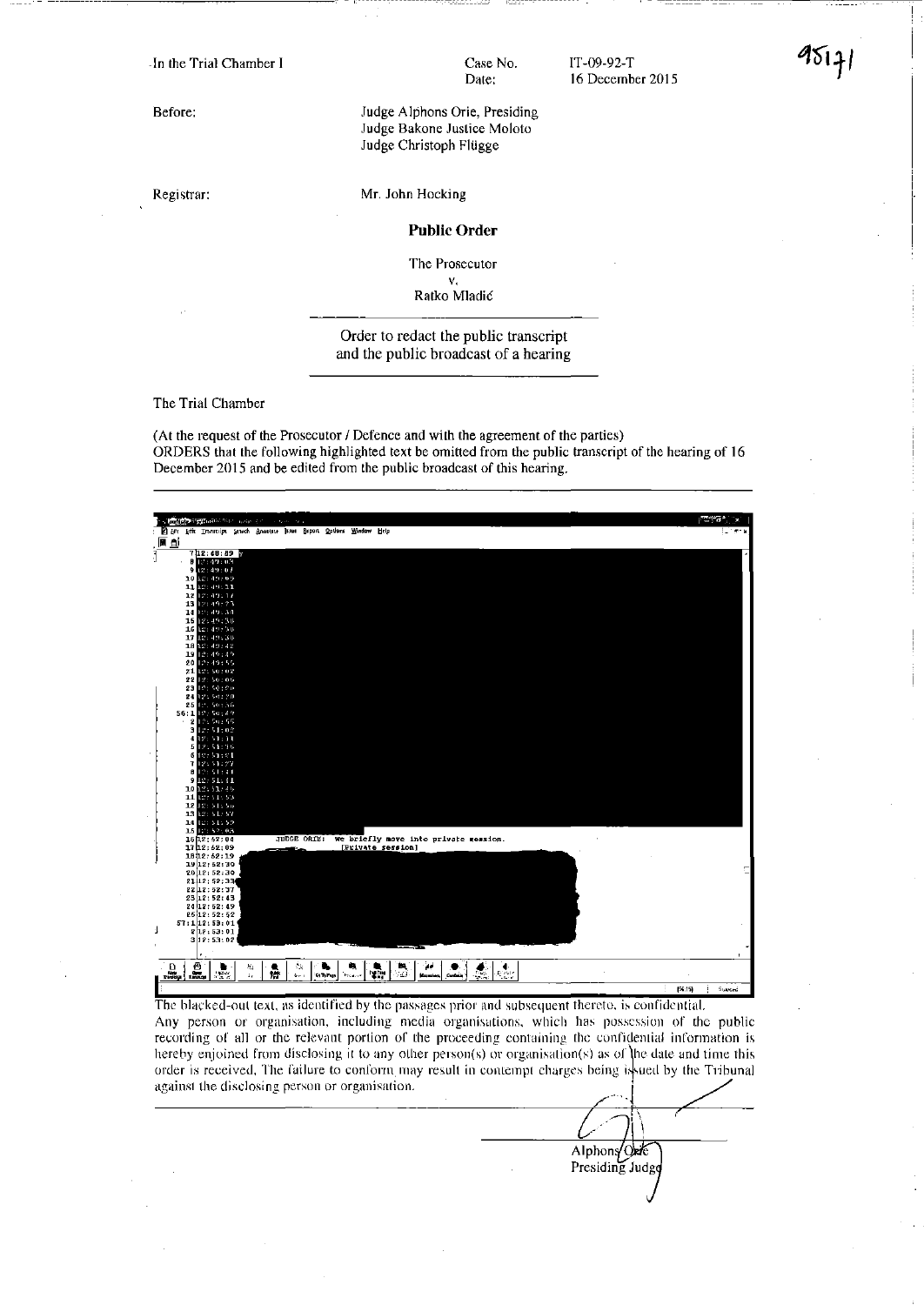In the Trial Chamber I

Case No. IT-09-92-T
Date: 16 December 2015

95171

Before: Judge Alphons Orie, Presiding
Judge Bakone Justice Moloto
Judge Christoph Flügge

Registrar: Mr. John Hocking

**Public Order**

The Prosecutor
v.
Ratko Mladić

Order to redact the public transcript and the public broadcast of a hearing

The Trial Chamber

(At the request of the Prosecutor / Defence and with the agreement of the parties)
ORDERS that the following highlighted text be omitted from the public transcript of the hearing of 16 December 2015 and be edited from the public broadcast of this hearing.

```
7  12:48:59
8  12:49:05
9  12:49:07
10 12:49:09
11 12:49:11
12 12:49:17
13 12:49:23
14 12:49:34
15 12:49:38
16 12:49:36
17 12:49:38
18 12:49:42
19 12:49:45
20 12:49:55
21 12:50:02
22 12:50:06
23 12:50:20
24 12:50:29
25 12:50:36
56:1 12:50:49
2  12:50:55
3  12:51:02
4  12:51:11
5  12:51:16
6  12:51:21
7  12:51:27
8  12:51:41
9  12:51:41
10 12:51:45
11 12:51:53
12 12:51:56
13 12:51:57
14 12:51:59
15 12:52:03
16 12:52:04   JUDGE ORIE:  We briefly move into private session.
17 12:52:09                [Private session]
18 12:52:19
19 12:52:30
20 12:52:30
21 12:52:33
22 12:52:37
23 12:52:43
24 12:52:49
25 12:52:52
57:1 12:53:01
2  12:53:01
3  12:53:02
```

The blacked-out text, as identified by the passages prior and subsequent thereto, is confidential.
Any person or organisation, including media organisations, which has possession of the public recording of all or the relevant portion of the proceeding containing the confidential information is hereby enjoined from disclosing it to any other person(s) or organisation(s) as of the date and time this order is received. The failure to conform may result in contempt charges being issued by the Tribunal against the disclosing person or organisation.

Alphons Orie
Presiding Judge